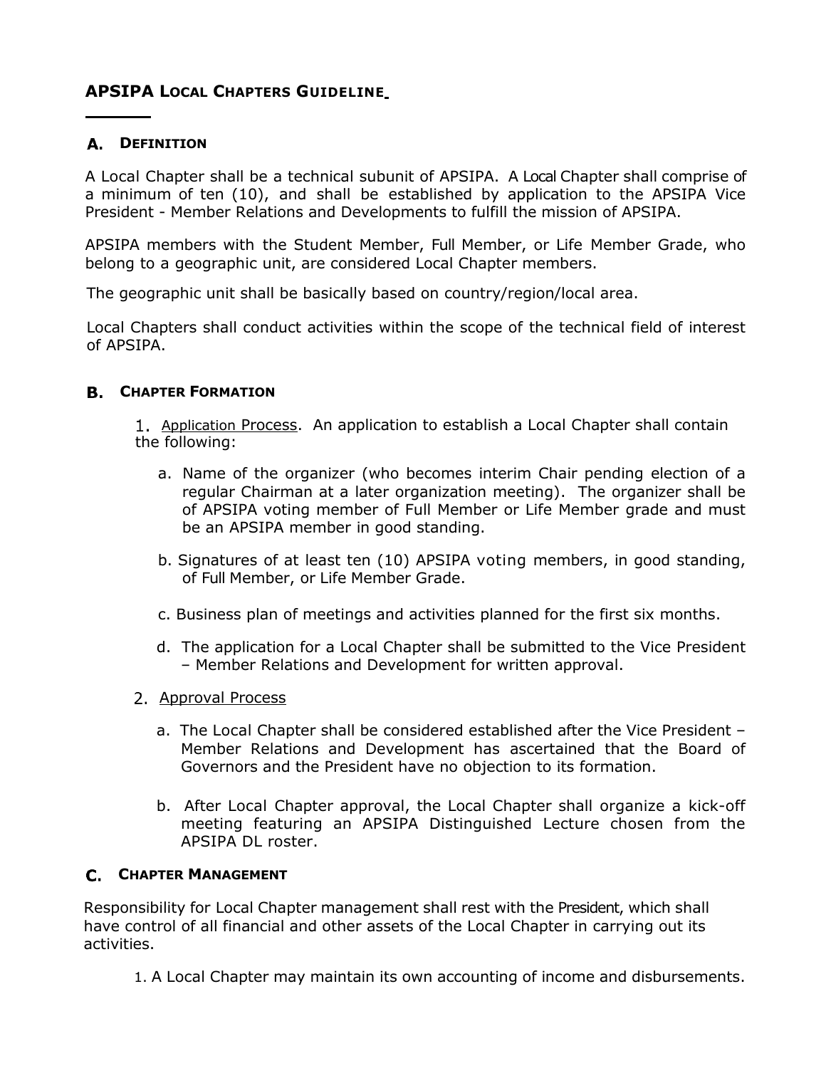## APSIPA LOCAL CHAPTERS GUIDELINE

### A. DEFINITION

A Local Chapter shall be a technical subunit of APSIPA. A Local Chapter shall comprise of a minimum of ten (10), and shall be established by application to the APSIPA Vice President - Member Relations and Developments to fulfill the mission of APSIPA.

APSIPA members with the Student Member, Full Member, or Life Member Grade, who belong to a geographic unit, are considered Local Chapter members.

The geographic unit shall be basically based on country/region/local area.

Local Chapters shall conduct activities within the scope of the technical field of interest of APSIPA.

### B. CHAPTER FORMATION

1. Application Process. An application to establish a Local Chapter shall contain the following:

   a. Name of the organizer (who becomes interim Chair pending election of a regular Chairman at a later organization meeting). The organizer shall be of APSIPA voting member of Full Member or Life Member grade and must be an APSIPA member in good standing.

   b. Signatures of at least ten (10) APSIPA voting members, in good standing, of Full Member, or Life Member Grade.

   c. Business plan of meetings and activities planned for the first six months.

   d. The application for a Local Chapter shall be submitted to the Vice President – Member Relations and Development for written approval.

2. Approval Process

   a. The Local Chapter shall be considered established after the Vice President – Member Relations and Development has ascertained that the Board of Governors and the President have no objection to its formation.

   b. After Local Chapter approval, the Local Chapter shall organize a kick-off meeting featuring an APSIPA Distinguished Lecture chosen from the APSIPA DL roster.

### C. CHAPTER MANAGEMENT

Responsibility for Local Chapter management shall rest with the President, which shall have control of all financial and other assets of the Local Chapter in carrying out its activities.

1. A Local Chapter may maintain its own accounting of income and disbursements.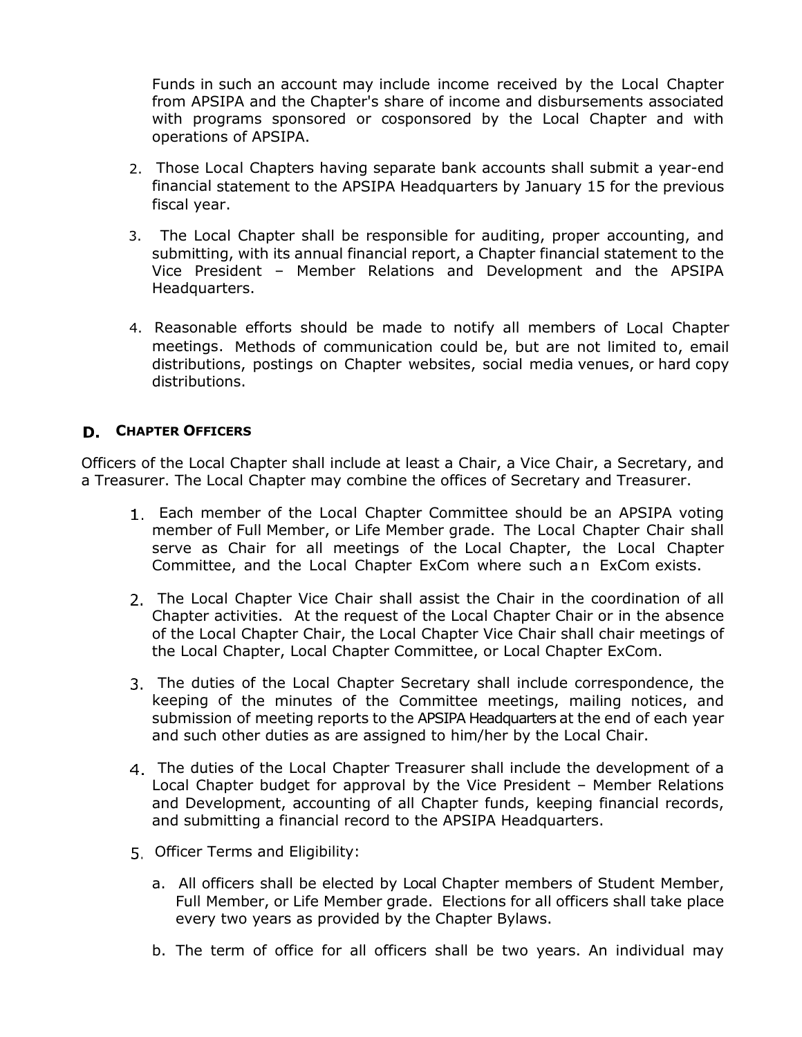Funds in such an account may include income received by the Local Chapter from APSIPA and the Chapter's share of income and disbursements associated with programs sponsored or cosponsored by the Local Chapter and with operations of APSIPA.

2. Those Local Chapters having separate bank accounts shall submit a year-end financial statement to the APSIPA Headquarters by January 15 for the previous fiscal year.

3. The Local Chapter shall be responsible for auditing, proper accounting, and submitting, with its annual financial report, a Chapter financial statement to the Vice President – Member Relations and Development and the APSIPA Headquarters.

4. Reasonable efforts should be made to notify all members of Local Chapter meetings. Methods of communication could be, but are not limited to, email distributions, postings on Chapter websites, social media venues, or hard copy distributions.

## D. CHAPTER OFFICERS

Officers of the Local Chapter shall include at least a Chair, a Vice Chair, a Secretary, and a Treasurer. The Local Chapter may combine the offices of Secretary and Treasurer.

1. Each member of the Local Chapter Committee should be an APSIPA voting member of Full Member, or Life Member grade. The Local Chapter Chair shall serve as Chair for all meetings of the Local Chapter, the Local Chapter Committee, and the Local Chapter ExCom where such an ExCom exists.

2. The Local Chapter Vice Chair shall assist the Chair in the coordination of all Chapter activities. At the request of the Local Chapter Chair or in the absence of the Local Chapter Chair, the Local Chapter Vice Chair shall chair meetings of the Local Chapter, Local Chapter Committee, or Local Chapter ExCom.

3. The duties of the Local Chapter Secretary shall include correspondence, the keeping of the minutes of the Committee meetings, mailing notices, and submission of meeting reports to the APSIPA Headquarters at the end of each year and such other duties as are assigned to him/her by the Local Chair.

4. The duties of the Local Chapter Treasurer shall include the development of a Local Chapter budget for approval by the Vice President – Member Relations and Development, accounting of all Chapter funds, keeping financial records, and submitting a financial record to the APSIPA Headquarters.

5. Officer Terms and Eligibility:

   a. All officers shall be elected by Local Chapter members of Student Member, Full Member, or Life Member grade. Elections for all officers shall take place every two years as provided by the Chapter Bylaws.

   b. The term of office for all officers shall be two years. An individual may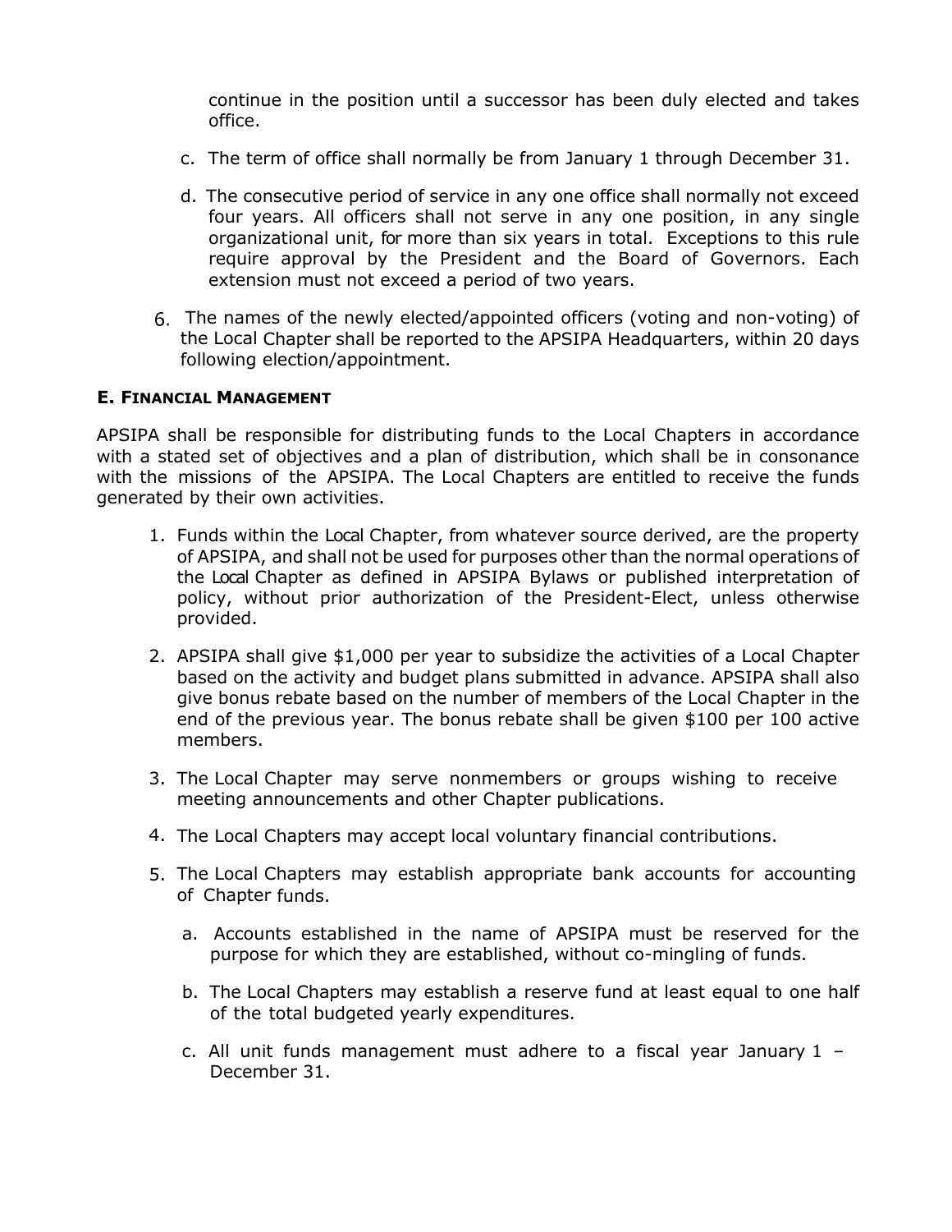continue in the position until a successor has been duly elected and takes office.

c. The term of office shall normally be from January 1 through December 31.

d. The consecutive period of service in any one office shall normally not exceed four years. All officers shall not serve in any one position, in any single organizational unit, for more than six years in total. Exceptions to this rule require approval by the President and the Board of Governors. Each extension must not exceed a period of two years.

6. The names of the newly elected/appointed officers (voting and non-voting) of the Local Chapter shall be reported to the APSIPA Headquarters, within 20 days following election/appointment.

### E. FINANCIAL MANAGEMENT

APSIPA shall be responsible for distributing funds to the Local Chapters in accordance with a stated set of objectives and a plan of distribution, which shall be in consonance with the missions of the APSIPA. The Local Chapters are entitled to receive the funds generated by their own activities.

1. Funds within the Local Chapter, from whatever source derived, are the property of APSIPA, and shall not be used for purposes other than the normal operations of the Local Chapter as defined in APSIPA Bylaws or published interpretation of policy, without prior authorization of the President-Elect, unless otherwise provided.

2. APSIPA shall give $1,000 per year to subsidize the activities of a Local Chapter based on the activity and budget plans submitted in advance. APSIPA shall also give bonus rebate based on the number of members of the Local Chapter in the end of the previous year. The bonus rebate shall be given $100 per 100 active members.

3. The Local Chapter may serve nonmembers or groups wishing to receive meeting announcements and other Chapter publications.

4. The Local Chapters may accept local voluntary financial contributions.

5. The Local Chapters may establish appropriate bank accounts for accounting of Chapter funds.

   a. Accounts established in the name of APSIPA must be reserved for the purpose for which they are established, without co-mingling of funds.

   b. The Local Chapters may establish a reserve fund at least equal to one half of the total budgeted yearly expenditures.

   c. All unit funds management must adhere to a fiscal year January 1 – December 31.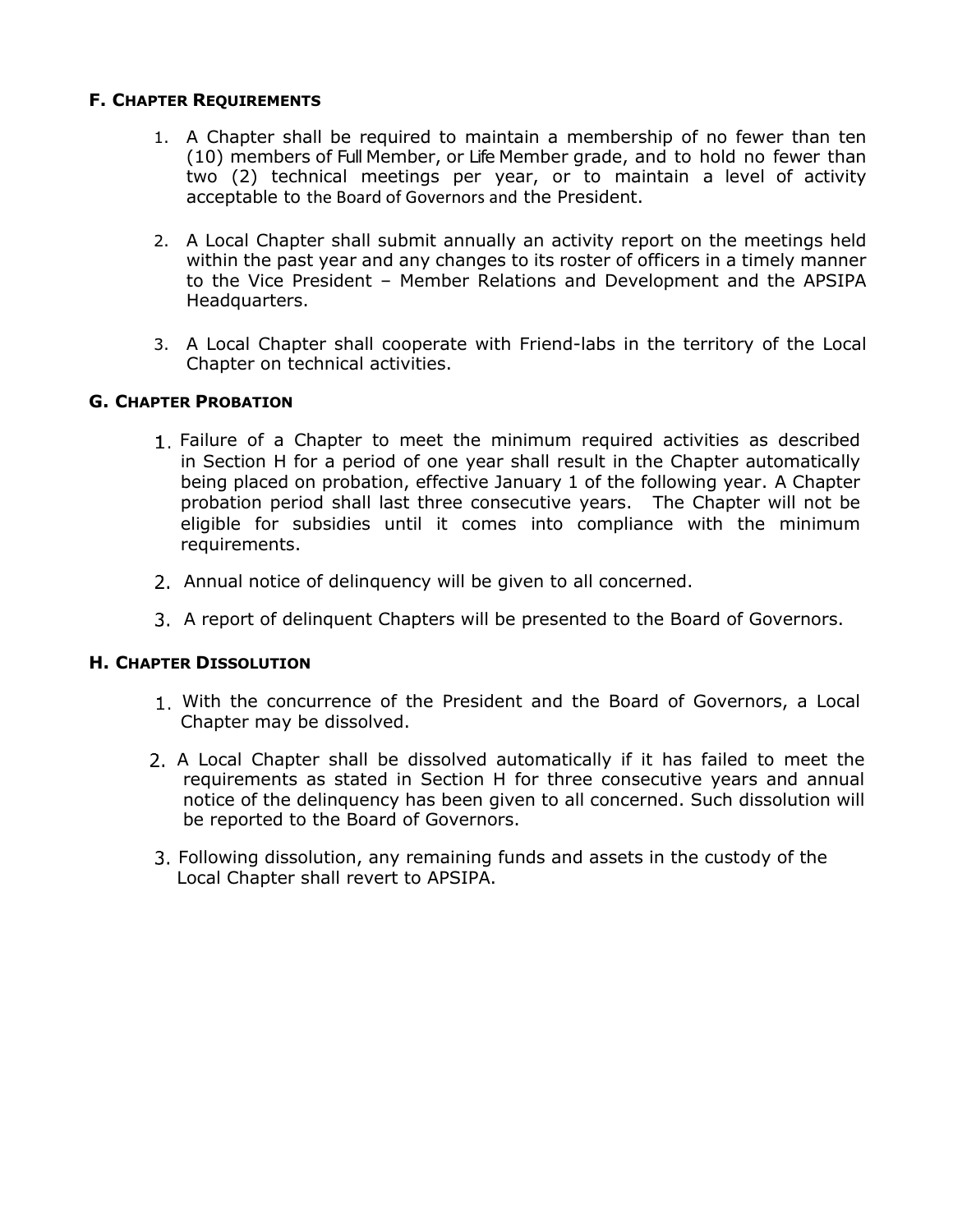### F. Chapter Requirements

1. A Chapter shall be required to maintain a membership of no fewer than ten (10) members of Full Member, or Life Member grade, and to hold no fewer than two (2) technical meetings per year, or to maintain a level of activity acceptable to the Board of Governors and the President.

2. A Local Chapter shall submit annually an activity report on the meetings held within the past year and any changes to its roster of officers in a timely manner to the Vice President – Member Relations and Development and the APSIPA Headquarters.

3. A Local Chapter shall cooperate with Friend-labs in the territory of the Local Chapter on technical activities.

### G. Chapter Probation

1. Failure of a Chapter to meet the minimum required activities as described in Section H for a period of one year shall result in the Chapter automatically being placed on probation, effective January 1 of the following year. A Chapter probation period shall last three consecutive years. The Chapter will not be eligible for subsidies until it comes into compliance with the minimum requirements.

2. Annual notice of delinquency will be given to all concerned.

3. A report of delinquent Chapters will be presented to the Board of Governors.

### H. Chapter Dissolution

1. With the concurrence of the President and the Board of Governors, a Local Chapter may be dissolved.

2. A Local Chapter shall be dissolved automatically if it has failed to meet the requirements as stated in Section H for three consecutive years and annual notice of the delinquency has been given to all concerned. Such dissolution will be reported to the Board of Governors.

3. Following dissolution, any remaining funds and assets in the custody of the Local Chapter shall revert to APSIPA.